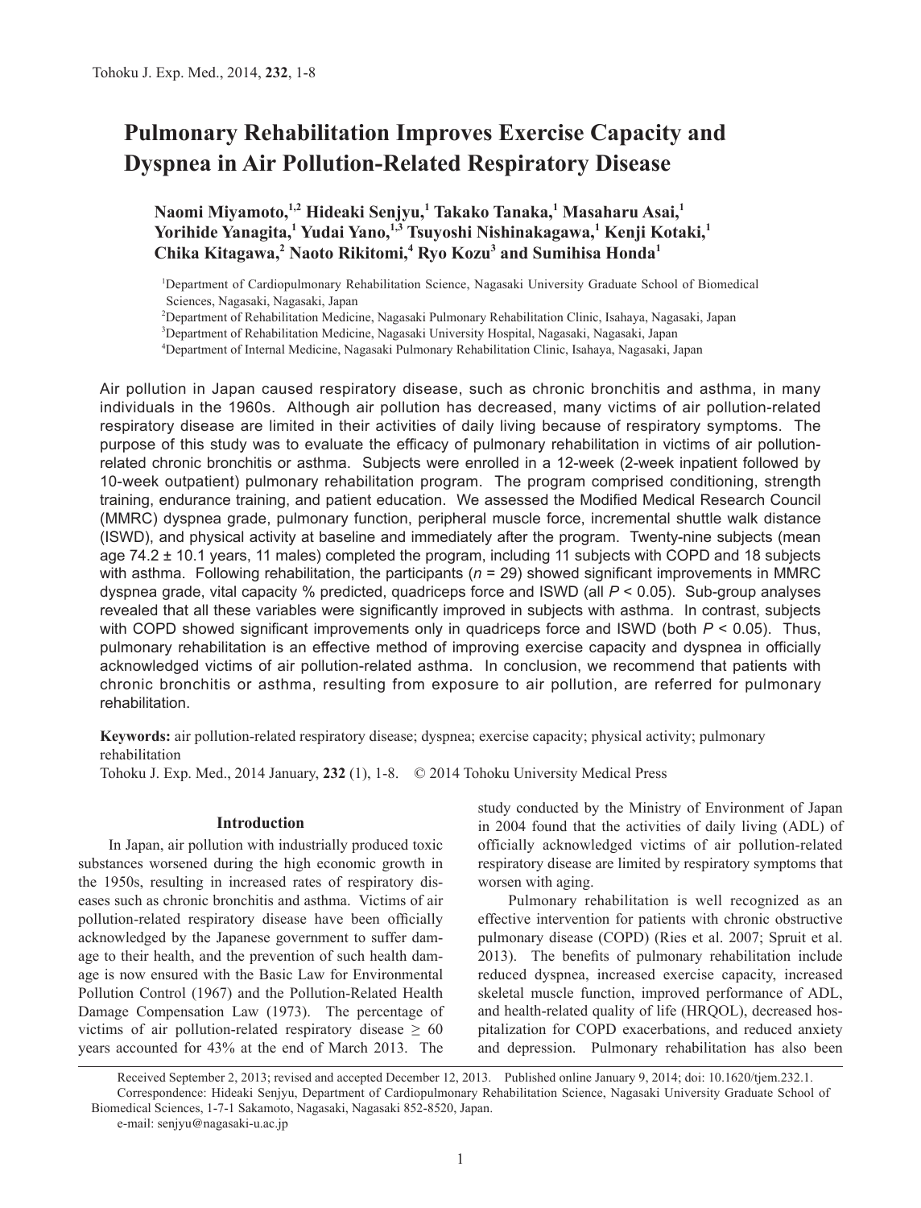# Pulmonary Rehabilitation Improves Exercise Capacity and Dyspnea in Air Pollution-Related Respiratory Disease

**Naomi Miyamoto,[1,2] Hideaki Senjyu,[1] Takako Tanaka,[1] Masaharu Asai,[1] Yorihide Yanagita,[1] Yudai Yano,[1,3] Tsuyoshi Nishinakagawa,[1] Kenji Kotaki,[1] Chika Kitagawa,[2] Naoto Rikitomi,[4] Ryo Kozu[3] and Sumihisa Honda[1]**

[1]Department of Cardiopulmonary Rehabilitation Science, Nagasaki University Graduate School of Biomedical Sciences, Nagasaki, Nagasaki, Japan
[2]Department of Rehabilitation Medicine, Nagasaki Pulmonary Rehabilitation Clinic, Isahaya, Nagasaki, Japan
[3]Department of Rehabilitation Medicine, Nagasaki University Hospital, Nagasaki, Nagasaki, Japan
[4]Department of Internal Medicine, Nagasaki Pulmonary Rehabilitation Clinic, Isahaya, Nagasaki, Japan

Air pollution in Japan caused respiratory disease, such as chronic bronchitis and asthma, in many individuals in the 1960s. Although air pollution has decreased, many victims of air pollution-related respiratory disease are limited in their activities of daily living because of respiratory symptoms. The purpose of this study was to evaluate the efficacy of pulmonary rehabilitation in victims of air pollution-related chronic bronchitis or asthma. Subjects were enrolled in a 12-week (2-week inpatient followed by 10-week outpatient) pulmonary rehabilitation program. The program comprised conditioning, strength training, endurance training, and patient education. We assessed the Modified Medical Research Council (MMRC) dyspnea grade, pulmonary function, peripheral muscle force, incremental shuttle walk distance (ISWD), and physical activity at baseline and immediately after the program. Twenty-nine subjects (mean age 74.2 ± 10.1 years, 11 males) completed the program, including 11 subjects with COPD and 18 subjects with asthma. Following rehabilitation, the participants ($n$ = 29) showed significant improvements in MMRC dyspnea grade, vital capacity % predicted, quadriceps force and ISWD (all $P < 0.05$). Sub-group analyses revealed that all these variables were significantly improved in subjects with asthma. In contrast, subjects with COPD showed significant improvements only in quadriceps force and ISWD (both $P < 0.05$). Thus, pulmonary rehabilitation is an effective method of improving exercise capacity and dyspnea in officially acknowledged victims of air pollution-related asthma. In conclusion, we recommend that patients with chronic bronchitis or asthma, resulting from exposure to air pollution, are referred for pulmonary rehabilitation.

**Keywords:** air pollution-related respiratory disease; dyspnea; exercise capacity; physical activity; pulmonary rehabilitation

Tohoku J. Exp. Med., 2014 January, **232** (1), 1-8. © 2014 Tohoku University Medical Press

## Introduction

In Japan, air pollution with industrially produced toxic substances worsened during the high economic growth in the 1950s, resulting in increased rates of respiratory diseases such as chronic bronchitis and asthma. Victims of air pollution-related respiratory disease have been officially acknowledged by the Japanese government to suffer damage to their health, and the prevention of such health damage is now ensured with the Basic Law for Environmental Pollution Control (1967) and the Pollution-Related Health Damage Compensation Law (1973). The percentage of victims of air pollution-related respiratory disease ≥ 60 years accounted for 43% at the end of March 2013. The study conducted by the Ministry of Environment of Japan in 2004 found that the activities of daily living (ADL) of officially acknowledged victims of air pollution-related respiratory disease are limited by respiratory symptoms that worsen with aging.

Pulmonary rehabilitation is well recognized as an effective intervention for patients with chronic obstructive pulmonary disease (COPD) (Ries et al. 2007; Spruit et al. 2013). The benefits of pulmonary rehabilitation include reduced dyspnea, increased exercise capacity, increased skeletal muscle function, improved performance of ADL, and health-related quality of life (HRQOL), decreased hospitalization for COPD exacerbations, and reduced anxiety and depression. Pulmonary rehabilitation has also been

Received September 2, 2013; revised and accepted December 12, 2013. Published online January 9, 2014; doi: 10.1620/tjem.232.1.
Correspondence: Hideaki Senjyu, Department of Cardiopulmonary Rehabilitation Science, Nagasaki University Graduate School of Biomedical Sciences, 1-7-1 Sakamoto, Nagasaki, Nagasaki 852-8520, Japan.
e-mail: senjyu@nagasaki-u.ac.jp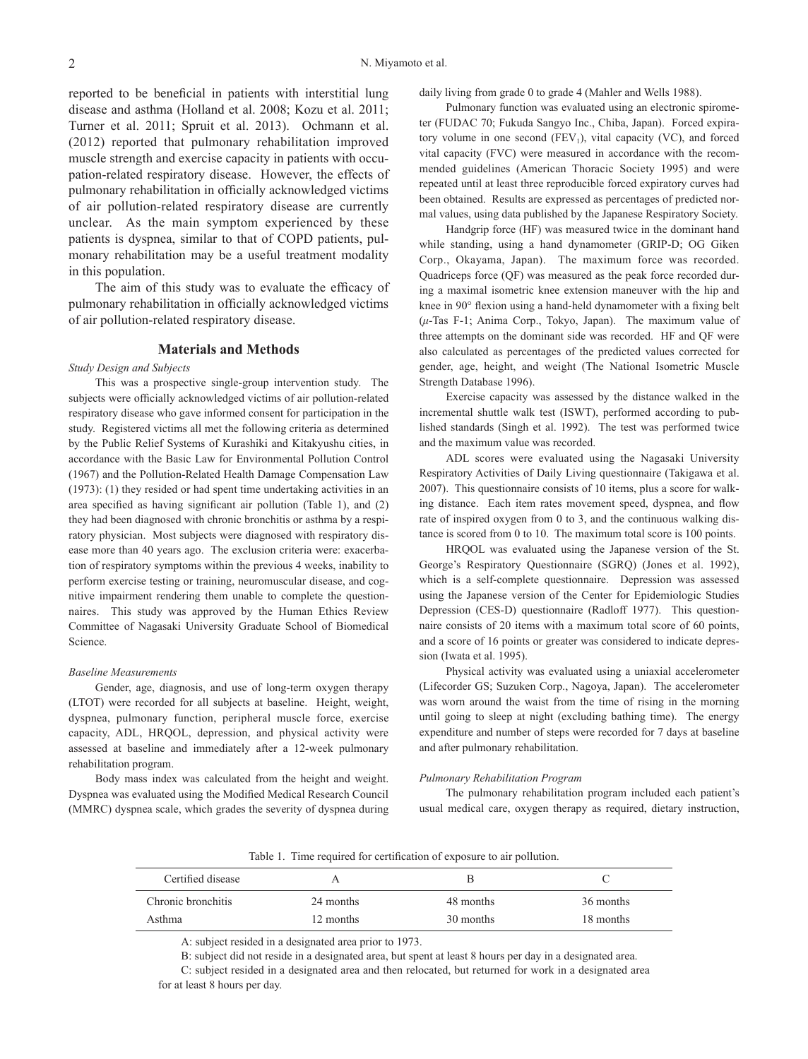reported to be beneficial in patients with interstitial lung disease and asthma (Holland et al. 2008; Kozu et al. 2011; Turner et al. 2011; Spruit et al. 2013). Ochmann et al. (2012) reported that pulmonary rehabilitation improved muscle strength and exercise capacity in patients with occupation-related respiratory disease. However, the effects of pulmonary rehabilitation in officially acknowledged victims of air pollution-related respiratory disease are currently unclear. As the main symptom experienced by these patients is dyspnea, similar to that of COPD patients, pulmonary rehabilitation may be a useful treatment modality in this population.

The aim of this study was to evaluate the efficacy of pulmonary rehabilitation in officially acknowledged victims of air pollution-related respiratory disease.

## Materials and Methods

*Study Design and Subjects*

This was a prospective single-group intervention study. The subjects were officially acknowledged victims of air pollution-related respiratory disease who gave informed consent for participation in the study. Registered victims all met the following criteria as determined by the Public Relief Systems of Kurashiki and Kitakyushu cities, in accordance with the Basic Law for Environmental Pollution Control (1967) and the Pollution-Related Health Damage Compensation Law (1973): (1) they resided or had spent time undertaking activities in an area specified as having significant air pollution (Table 1), and (2) they had been diagnosed with chronic bronchitis or asthma by a respiratory physician. Most subjects were diagnosed with respiratory disease more than 40 years ago. The exclusion criteria were: exacerbation of respiratory symptoms within the previous 4 weeks, inability to perform exercise testing or training, neuromuscular disease, and cognitive impairment rendering them unable to complete the questionnaires. This study was approved by the Human Ethics Review Committee of Nagasaki University Graduate School of Biomedical Science.

*Baseline Measurements*

Gender, age, diagnosis, and use of long-term oxygen therapy (LTOT) were recorded for all subjects at baseline. Height, weight, dyspnea, pulmonary function, peripheral muscle force, exercise capacity, ADL, HRQOL, depression, and physical activity were assessed at baseline and immediately after a 12-week pulmonary rehabilitation program.

Body mass index was calculated from the height and weight. Dyspnea was evaluated using the Modified Medical Research Council (MMRC) dyspnea scale, which grades the severity of dyspnea during daily living from grade 0 to grade 4 (Mahler and Wells 1988).

Pulmonary function was evaluated using an electronic spirometer (FUDAC 70; Fukuda Sangyo Inc., Chiba, Japan). Forced expiratory volume in one second ($FEV_1$), vital capacity (VC), and forced vital capacity (FVC) were measured in accordance with the recommended guidelines (American Thoracic Society 1995) and were repeated until at least three reproducible forced expiratory curves had been obtained. Results are expressed as percentages of predicted normal values, using data published by the Japanese Respiratory Society.

Handgrip force (HF) was measured twice in the dominant hand while standing, using a hand dynamometer (GRIP-D; OG Giken Corp., Okayama, Japan). The maximum force was recorded. Quadriceps force (QF) was measured as the peak force recorded during a maximal isometric knee extension maneuver with the hip and knee in 90° flexion using a hand-held dynamometer with a fixing belt ($\mu$-Tas F-1; Anima Corp., Tokyo, Japan). The maximum value of three attempts on the dominant side was recorded. HF and QF were also calculated as percentages of the predicted values corrected for gender, age, height, and weight (The National Isometric Muscle Strength Database 1996).

Exercise capacity was assessed by the distance walked in the incremental shuttle walk test (ISWT), performed according to published standards (Singh et al. 1992). The test was performed twice and the maximum value was recorded.

ADL scores were evaluated using the Nagasaki University Respiratory Activities of Daily Living questionnaire (Takigawa et al. 2007). This questionnaire consists of 10 items, plus a score for walking distance. Each item rates movement speed, dyspnea, and flow rate of inspired oxygen from 0 to 3, and the continuous walking distance is scored from 0 to 10. The maximum total score is 100 points.

HRQOL was evaluated using the Japanese version of the St. George's Respiratory Questionnaire (SGRQ) (Jones et al. 1992), which is a self-complete questionnaire. Depression was assessed using the Japanese version of the Center for Epidemiologic Studies Depression (CES-D) questionnaire (Radloff 1977). This questionnaire consists of 20 items with a maximum total score of 60 points, and a score of 16 points or greater was considered to indicate depression (Iwata et al. 1995).

Physical activity was evaluated using a uniaxial accelerometer (Lifecorder GS; Suzuken Corp., Nagoya, Japan). The accelerometer was worn around the waist from the time of rising in the morning until going to sleep at night (excluding bathing time). The energy expenditure and number of steps were recorded for 7 days at baseline and after pulmonary rehabilitation.

*Pulmonary Rehabilitation Program*

The pulmonary rehabilitation program included each patient's usual medical care, oxygen therapy as required, dietary instruction,

Table 1. Time required for certification of exposure to air pollution.

| Certified disease | A | B | C |
|---|---|---|---|
| Chronic bronchitis | 24 months | 48 months | 36 months |
| Asthma | 12 months | 30 months | 18 months |

A: subject resided in a designated area prior to 1973.

B: subject did not reside in a designated area, but spent at least 8 hours per day in a designated area.

C: subject resided in a designated area and then relocated, but returned for work in a designated area for at least 8 hours per day.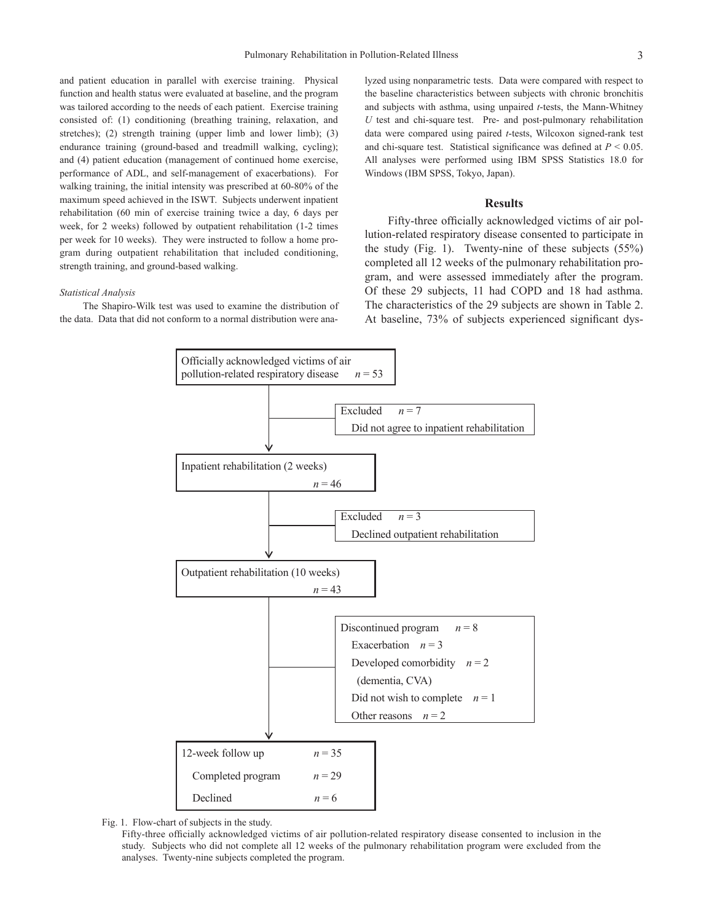and patient education in parallel with exercise training. Physical function and health status were evaluated at baseline, and the program was tailored according to the needs of each patient. Exercise training consisted of: (1) conditioning (breathing training, relaxation, and stretches); (2) strength training (upper limb and lower limb); (3) endurance training (ground-based and treadmill walking, cycling); and (4) patient education (management of continued home exercise, performance of ADL, and self-management of exacerbations). For walking training, the initial intensity was prescribed at 60-80% of the maximum speed achieved in the ISWT. Subjects underwent inpatient rehabilitation (60 min of exercise training twice a day, 6 days per week, for 2 weeks) followed by outpatient rehabilitation (1-2 times per week for 10 weeks). They were instructed to follow a home program during outpatient rehabilitation that included conditioning, strength training, and ground-based walking.

*Statistical Analysis*

The Shapiro-Wilk test was used to examine the distribution of the data. Data that did not conform to a normal distribution were analyzed using nonparametric tests. Data were compared with respect to the baseline characteristics between subjects with chronic bronchitis and subjects with asthma, using unpaired *t*-tests, the Mann-Whitney *U* test and chi-square test. Pre- and post-pulmonary rehabilitation data were compared using paired *t*-tests, Wilcoxon signed-rank test and chi-square test. Statistical significance was defined at $P < 0.05$. All analyses were performed using IBM SPSS Statistics 18.0 for Windows (IBM SPSS, Tokyo, Japan).

## Results

Fifty-three officially acknowledged victims of air pollution-related respiratory disease consented to participate in the study (Fig. 1). Twenty-nine of these subjects (55%) completed all 12 weeks of the pulmonary rehabilitation program, and were assessed immediately after the program. Of these 29 subjects, 11 had COPD and 18 had asthma. The characteristics of the 29 subjects are shown in Table 2. At baseline, 73% of subjects experienced significant dys-

Officially acknowledged victims of air pollution-related respiratory disease $n = 53$

→ Excluded $n = 7$
Did not agree to inpatient rehabilitation

Inpatient rehabilitation (2 weeks) $n = 46$

→ Excluded $n = 3$
Declined outpatient rehabilitation

Outpatient rehabilitation (10 weeks) $n = 43$

→ Discontinued program $n = 8$
- Exacerbation $n = 3$
- Developed comorbidity $n = 2$ (dementia, CVA)
- Did not wish to complete $n = 1$
- Other reasons $n = 2$

12-week follow up $n = 35$
- Completed program $n = 29$
- Declined $n = 6$

Fig. 1. Flow-chart of subjects in the study.
Fifty-three officially acknowledged victims of air pollution-related respiratory disease consented to inclusion in the study. Subjects who did not complete all 12 weeks of the pulmonary rehabilitation program were excluded from the analyses. Twenty-nine subjects completed the program.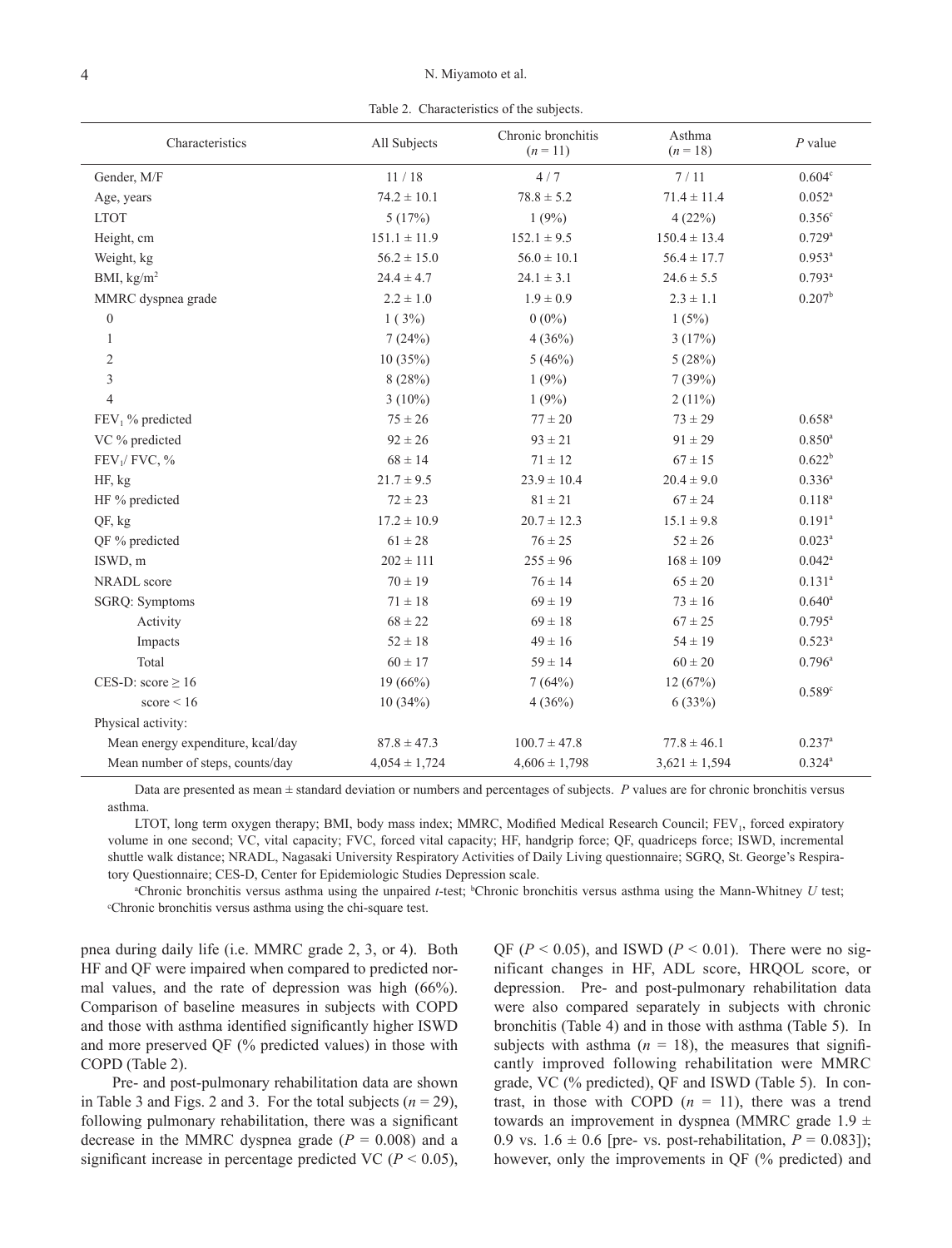Table 2. Characteristics of the subjects.

| Characteristics | All Subjects | Chronic bronchitis ($n$ = 11) | Asthma ($n$ = 18) | $P$ value |
|---|---|---|---|---|
| Gender, M/F | 11 / 18 | 4 / 7 | 7 / 11 | 0.604[c] |
| Age, years | 74.2 ± 10.1 | 78.8 ± 5.2 | 71.4 ± 11.4 | 0.052[a] |
| LTOT | 5 (17%) | 1 (9%) | 4 (22%) | 0.356[c] |
| Height, cm | 151.1 ± 11.9 | 152.1 ± 9.5 | 150.4 ± 13.4 | 0.729[a] |
| Weight, kg | 56.2 ± 15.0 | 56.0 ± 10.1 | 56.4 ± 17.7 | 0.953[a] |
| BMI, kg/m$^2$ | 24.4 ± 4.7 | 24.1 ± 3.1 | 24.6 ± 5.5 | 0.793[a] |
| MMRC dyspnea grade | 2.2 ± 1.0 | 1.9 ± 0.9 | 2.3 ± 1.1 | 0.207[b] |
| 0 | 1 ( 3%) | 0 (0%) | 1 (5%) | |
| 1 | 7 (24%) | 4 (36%) | 3 (17%) | |
| 2 | 10 (35%) | 5 (46%) | 5 (28%) | |
| 3 | 8 (28%) | 1 (9%) | 7 (39%) | |
| 4 | 3 (10%) | 1 (9%) | 2 (11%) | |
| $FEV_1$ % predicted | 75 ± 26 | 77 ± 20 | 73 ± 29 | 0.658[a] |
| VC % predicted | 92 ± 26 | 93 ± 21 | 91 ± 29 | 0.850[a] |
| $FEV_1$/ FVC, % | 68 ± 14 | 71 ± 12 | 67 ± 15 | 0.622[b] |
| HF, kg | 21.7 ± 9.5 | 23.9 ± 10.4 | 20.4 ± 9.0 | 0.336[a] |
| HF % predicted | 72 ± 23 | 81 ± 21 | 67 ± 24 | 0.118[a] |
| QF, kg | 17.2 ± 10.9 | 20.7 ± 12.3 | 15.1 ± 9.8 | 0.191[a] |
| QF % predicted | 61 ± 28 | 76 ± 25 | 52 ± 26 | 0.023[a] |
| ISWD, m | 202 ± 111 | 255 ± 96 | 168 ± 109 | 0.042[a] |
| NRADL score | 70 ± 19 | 76 ± 14 | 65 ± 20 | 0.131[a] |
| SGRQ: Symptoms | 71 ± 18 | 69 ± 19 | 73 ± 16 | 0.640[a] |
| Activity | 68 ± 22 | 69 ± 18 | 67 ± 25 | 0.795[a] |
| Impacts | 52 ± 18 | 49 ± 16 | 54 ± 19 | 0.523[a] |
| Total | 60 ± 17 | 59 ± 14 | 60 ± 20 | 0.796[a] |
| CES-D: score ≥ 16 | 19 (66%) | 7 (64%) | 12 (67%) | 0.589[c] |
| score < 16 | 10 (34%) | 4 (36%) | 6 (33%) | |
| Physical activity: | | | | |
| Mean energy expenditure, kcal/day | 87.8 ± 47.3 | 100.7 ± 47.8 | 77.8 ± 46.1 | 0.237[a] |
| Mean number of steps, counts/day | 4,054 ± 1,724 | 4,606 ± 1,798 | 3,621 ± 1,594 | 0.324[a] |

Data are presented as mean ± standard deviation or numbers and percentages of subjects. $P$ values are for chronic bronchitis versus asthma.

LTOT, long term oxygen therapy; BMI, body mass index; MMRC, Modified Medical Research Council; $FEV_1$, forced expiratory volume in one second; VC, vital capacity; FVC, forced vital capacity; HF, handgrip force; QF, quadriceps force; ISWD, incremental shuttle walk distance; NRADL, Nagasaki University Respiratory Activities of Daily Living questionnaire; SGRQ, St. George's Respiratory Questionnaire; CES-D, Center for Epidemiologic Studies Depression scale.

[a]Chronic bronchitis versus asthma using the unpaired $t$-test; [b]Chronic bronchitis versus asthma using the Mann-Whitney $U$ test; [c]Chronic bronchitis versus asthma using the chi-square test.

pnea during daily life (i.e. MMRC grade 2, 3, or 4). Both HF and QF were impaired when compared to predicted normal values, and the rate of depression was high (66%). Comparison of baseline measures in subjects with COPD and those with asthma identified significantly higher ISWD and more preserved QF (% predicted values) in those with COPD (Table 2).

Pre- and post-pulmonary rehabilitation data are shown in Table 3 and Figs. 2 and 3. For the total subjects ($n$ = 29), following pulmonary rehabilitation, there was a significant decrease in the MMRC dyspnea grade ($P$ = 0.008) and a significant increase in percentage predicted VC ($P$ < 0.05), QF ($P$ < 0.05), and ISWD ($P$ < 0.01). There were no significant changes in HF, ADL score, HRQOL score, or depression. Pre- and post-pulmonary rehabilitation data were also compared separately in subjects with chronic bronchitis (Table 4) and in those with asthma (Table 5). In subjects with asthma ($n$ = 18), the measures that significantly improved following rehabilitation were MMRC grade, VC (% predicted), QF and ISWD (Table 5). In contrast, in those with COPD ($n$ = 11), there was a trend towards an improvement in dyspnea (MMRC grade 1.9 ± 0.9 vs. 1.6 ± 0.6 [pre- vs. post-rehabilitation, $P$ = 0.083]); however, only the improvements in QF (% predicted) and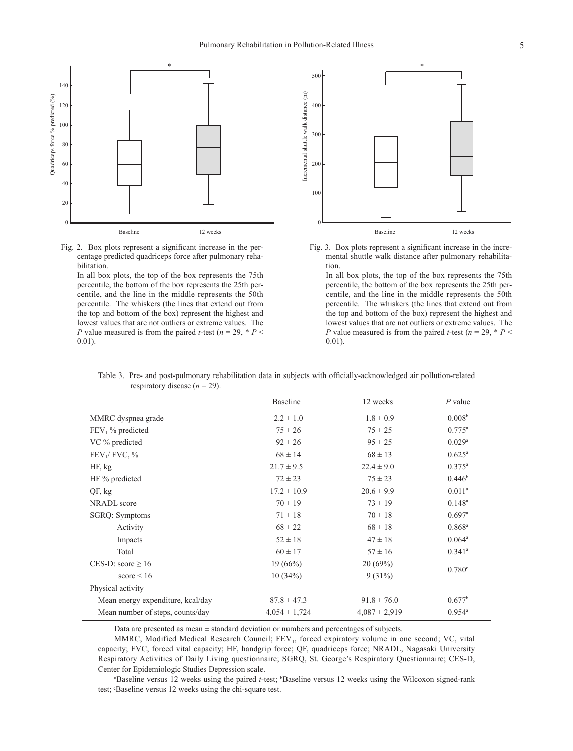Fig. 2. Box plots represent a significant increase in the percentage predicted quadriceps force after pulmonary rehabilitation.

In all box plots, the top of the box represents the 75th percentile, the bottom of the box represents the 25th percentile, and the line in the middle represents the 50th percentile. The whiskers (the lines that extend out from the top and bottom of the box) represent the highest and lowest values that are not outliers or extreme values. The *P* value measured is from the paired *t*-test ($n = 29$, * $P < 0.01$).

Fig. 3. Box plots represent a significant increase in the incremental shuttle walk distance after pulmonary rehabilitation.

In all box plots, the top of the box represents the 75th percentile, the bottom of the box represents the 25th percentile, and the line in the middle represents the 50th percentile. The whiskers (the lines that extend out from the top and bottom of the box) represent the highest and lowest values that are not outliers or extreme values. The *P* value measured is from the paired *t*-test ($n = 29$, * $P < 0.01$).

Table 3. Pre- and post-pulmonary rehabilitation data in subjects with officially-acknowledged air pollution-related respiratory disease ($n = 29$).

| | Baseline | 12 weeks | *P* value |
|---|---|---|---|
| MMRC dyspnea grade | 2.2 ± 1.0 | 1.8 ± 0.9 | 0.008[b] |
| $FEV_1$ % predicted | 75 ± 26 | 75 ± 25 | 0.775[a] |
| VC % predicted | 92 ± 26 | 95 ± 25 | 0.029[a] |
| $FEV_1$/ FVC, % | 68 ± 14 | 68 ± 13 | 0.625[a] |
| HF, kg | 21.7 ± 9.5 | 22.4 ± 9.0 | 0.375[a] |
| HF % predicted | 72 ± 23 | 75 ± 23 | 0.446[b] |
| QF, kg | 17.2 ± 10.9 | 20.6 ± 9.9 | 0.011[a] |
| NRADL score | 70 ± 19 | 73 ± 19 | 0.148[a] |
| SGRQ: Symptoms | 71 ± 18 | 70 ± 18 | 0.697[a] |
| Activity | 68 ± 22 | 68 ± 18 | 0.868[a] |
| Impacts | 52 ± 18 | 47 ± 18 | 0.064[a] |
| Total | 60 ± 17 | 57 ± 16 | 0.341[a] |
| CES-D: score ≥ 16 | 19 (66%) | 20 (69%) | 0.780[c] |
| score < 16 | 10 (34%) | 9 (31%) | |
| Physical activity | | | |
| Mean energy expenditure, kcal/day | 87.8 ± 47.3 | 91.8 ± 76.0 | 0.677[b] |
| Mean number of steps, counts/day | 4,054 ± 1,724 | 4,087 ± 2,919 | 0.954[a] |

Data are presented as mean ± standard deviation or numbers and percentages of subjects.

MMRC, Modified Medical Research Council; $FEV_1$, forced expiratory volume in one second; VC, vital capacity; FVC, forced vital capacity; HF, handgrip force; QF, quadriceps force; NRADL, Nagasaki University Respiratory Activities of Daily Living questionnaire; SGRQ, St. George's Respiratory Questionnaire; CES-D, Center for Epidemiologic Studies Depression scale.

[a]Baseline versus 12 weeks using the paired *t*-test; [b]Baseline versus 12 weeks using the Wilcoxon signed-rank test; [c]Baseline versus 12 weeks using the chi-square test.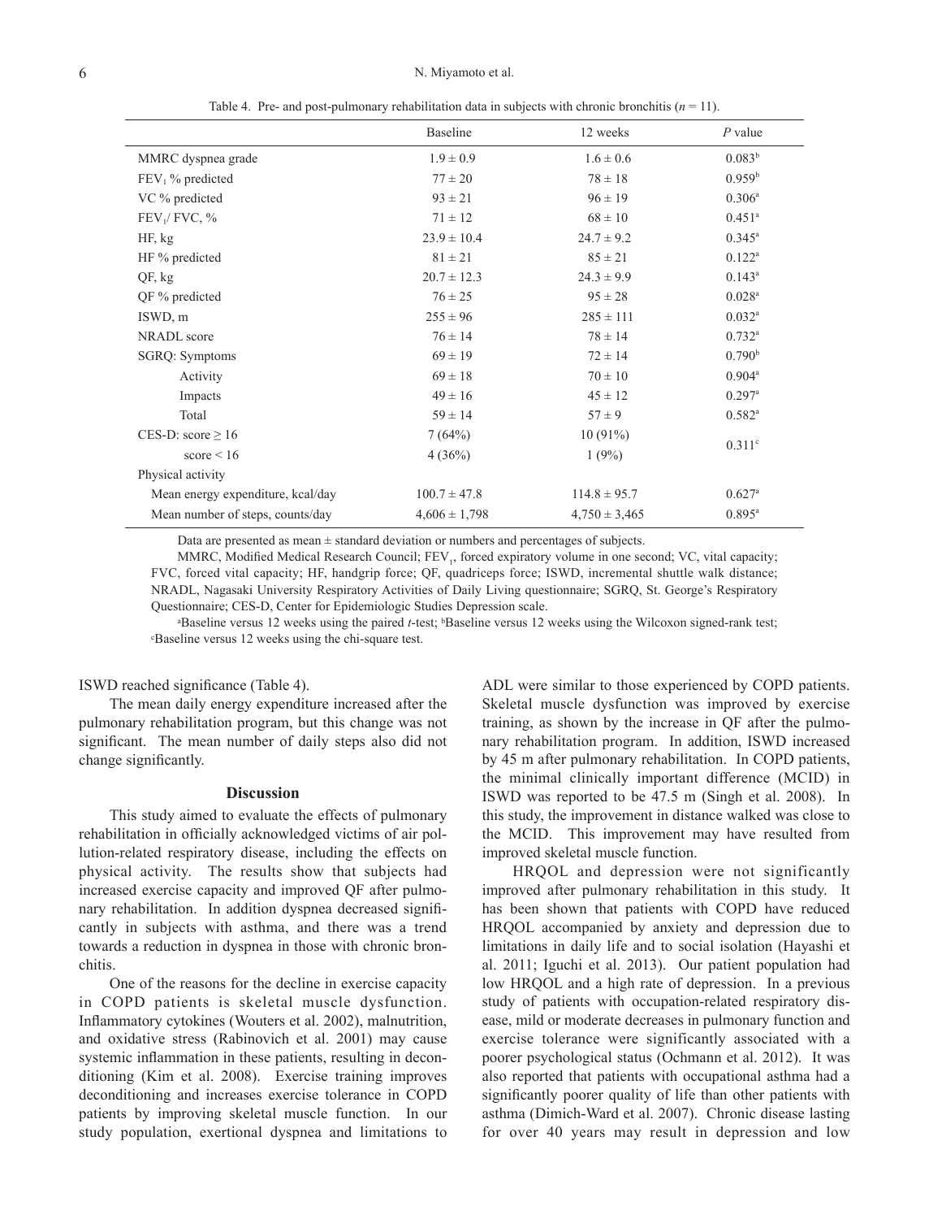Table 4. Pre- and post-pulmonary rehabilitation data in subjects with chronic bronchitis ($n$ = 11).

| | Baseline | 12 weeks | $P$ value |
|---|---|---|---|
| MMRC dyspnea grade | 1.9 ± 0.9 | 1.6 ± 0.6 | 0.083[b] |
| $FEV_1$ % predicted | 77 ± 20 | 78 ± 18 | 0.959[b] |
| VC % predicted | 93 ± 21 | 96 ± 19 | 0.306[a] |
| $FEV_1$/ FVC, % | 71 ± 12 | 68 ± 10 | 0.451[a] |
| HF, kg | 23.9 ± 10.4 | 24.7 ± 9.2 | 0.345[a] |
| HF % predicted | 81 ± 21 | 85 ± 21 | 0.122[a] |
| QF, kg | 20.7 ± 12.3 | 24.3 ± 9.9 | 0.143[a] |
| QF % predicted | 76 ± 25 | 95 ± 28 | 0.028[a] |
| ISWD, m | 255 ± 96 | 285 ± 111 | 0.032[a] |
| NRADL score | 76 ± 14 | 78 ± 14 | 0.732[a] |
| SGRQ: Symptoms | 69 ± 19 | 72 ± 14 | 0.790[b] |
| Activity | 69 ± 18 | 70 ± 10 | 0.904[a] |
| Impacts | 49 ± 16 | 45 ± 12 | 0.297[a] |
| Total | 59 ± 14 | 57 ± 9 | 0.582[a] |
| CES-D: score ≥ 16 | 7 (64%) | 10 (91%) | 0.311[c] |
| score < 16 | 4 (36%) | 1 (9%) | |
| Physical activity | | | |
| Mean energy expenditure, kcal/day | 100.7 ± 47.8 | 114.8 ± 95.7 | 0.627[a] |
| Mean number of steps, counts/day | 4,606 ± 1,798 | 4,750 ± 3,465 | 0.895[a] |

Data are presented as mean ± standard deviation or numbers and percentages of subjects.

MMRC, Modified Medical Research Council; $FEV_1$, forced expiratory volume in one second; VC, vital capacity; FVC, forced vital capacity; HF, handgrip force; QF, quadriceps force; ISWD, incremental shuttle walk distance; NRADL, Nagasaki University Respiratory Activities of Daily Living questionnaire; SGRQ, St. George's Respiratory Questionnaire; CES-D, Center for Epidemiologic Studies Depression scale.

[a]Baseline versus 12 weeks using the paired $t$-test; [b]Baseline versus 12 weeks using the Wilcoxon signed-rank test; [c]Baseline versus 12 weeks using the chi-square test.

ISWD reached significance (Table 4).

The mean daily energy expenditure increased after the pulmonary rehabilitation program, but this change was not significant. The mean number of daily steps also did not change significantly.

## Discussion

This study aimed to evaluate the effects of pulmonary rehabilitation in officially acknowledged victims of air pollution-related respiratory disease, including the effects on physical activity. The results show that subjects had increased exercise capacity and improved QF after pulmonary rehabilitation. In addition dyspnea decreased significantly in subjects with asthma, and there was a trend towards a reduction in dyspnea in those with chronic bronchitis.

One of the reasons for the decline in exercise capacity in COPD patients is skeletal muscle dysfunction. Inflammatory cytokines (Wouters et al. 2002), malnutrition, and oxidative stress (Rabinovich et al. 2001) may cause systemic inflammation in these patients, resulting in deconditioning (Kim et al. 2008). Exercise training improves deconditioning and increases exercise tolerance in COPD patients by improving skeletal muscle function. In our study population, exertional dyspnea and limitations to ADL were similar to those experienced by COPD patients. Skeletal muscle dysfunction was improved by exercise training, as shown by the increase in QF after the pulmonary rehabilitation program. In addition, ISWD increased by 45 m after pulmonary rehabilitation. In COPD patients, the minimal clinically important difference (MCID) in ISWD was reported to be 47.5 m (Singh et al. 2008). In this study, the improvement in distance walked was close to the MCID. This improvement may have resulted from improved skeletal muscle function.

HRQOL and depression were not significantly improved after pulmonary rehabilitation in this study. It has been shown that patients with COPD have reduced HRQOL accompanied by anxiety and depression due to limitations in daily life and to social isolation (Hayashi et al. 2011; Iguchi et al. 2013). Our patient population had low HRQOL and a high rate of depression. In a previous study of patients with occupation-related respiratory disease, mild or moderate decreases in pulmonary function and exercise tolerance were significantly associated with a poorer psychological status (Ochmann et al. 2012). It was also reported that patients with occupational asthma had a significantly poorer quality of life than other patients with asthma (Dimich-Ward et al. 2007). Chronic disease lasting for over 40 years may result in depression and low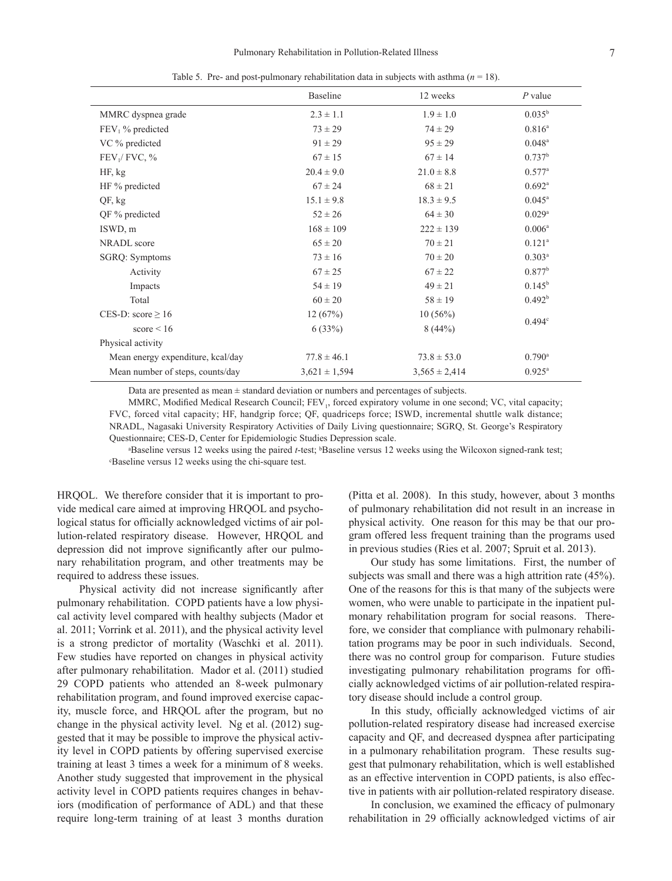Table 5. Pre- and post-pulmonary rehabilitation data in subjects with asthma ($n$ = 18).

| | Baseline | 12 weeks | $P$ value |
|---|---|---|---|
| MMRC dyspnea grade | 2.3 ± 1.1 | 1.9 ± 1.0 | 0.035[b] |
| $FEV_1$ % predicted | 73 ± 29 | 74 ± 29 | 0.816[a] |
| VC % predicted | 91 ± 29 | 95 ± 29 | 0.048[a] |
| $FEV_1$/ FVC, % | 67 ± 15 | 67 ± 14 | 0.737[b] |
| HF, kg | 20.4 ± 9.0 | 21.0 ± 8.8 | 0.577[a] |
| HF % predicted | 67 ± 24 | 68 ± 21 | 0.692[a] |
| QF, kg | 15.1 ± 9.8 | 18.3 ± 9.5 | 0.045[a] |
| QF % predicted | 52 ± 26 | 64 ± 30 | 0.029[a] |
| ISWD, m | 168 ± 109 | 222 ± 139 | 0.006[a] |
| NRADL score | 65 ± 20 | 70 ± 21 | 0.121[a] |
| SGRQ: Symptoms | 73 ± 16 | 70 ± 20 | 0.303[a] |
| Activity | 67 ± 25 | 67 ± 22 | 0.877[b] |
| Impacts | 54 ± 19 | 49 ± 21 | 0.145[b] |
| Total | 60 ± 20 | 58 ± 19 | 0.492[b] |
| CES-D: score ≥ 16 | 12 (67%) | 10 (56%) | 0.494[c] |
| score < 16 | 6 (33%) | 8 (44%) | |
| Physical activity | | | |
| Mean energy expenditure, kcal/day | 77.8 ± 46.1 | 73.8 ± 53.0 | 0.790[a] |
| Mean number of steps, counts/day | 3,621 ± 1,594 | 3,565 ± 2,414 | 0.925[a] |

Data are presented as mean ± standard deviation or numbers and percentages of subjects.

MMRC, Modified Medical Research Council; $FEV_1$, forced expiratory volume in one second; VC, vital capacity; FVC, forced vital capacity; HF, handgrip force; QF, quadriceps force; ISWD, incremental shuttle walk distance; NRADL, Nagasaki University Respiratory Activities of Daily Living questionnaire; SGRQ, St. George's Respiratory Questionnaire; CES-D, Center for Epidemiologic Studies Depression scale.

[a]Baseline versus 12 weeks using the paired $t$-test; [b]Baseline versus 12 weeks using the Wilcoxon signed-rank test; [c]Baseline versus 12 weeks using the chi-square test.

HRQOL. We therefore consider that it is important to provide medical care aimed at improving HRQOL and psychological status for officially acknowledged victims of air pollution-related respiratory disease. However, HRQOL and depression did not improve significantly after our pulmonary rehabilitation program, and other treatments may be required to address these issues.

Physical activity did not increase significantly after pulmonary rehabilitation. COPD patients have a low physical activity level compared with healthy subjects (Mador et al. 2011; Vorrink et al. 2011), and the physical activity level is a strong predictor of mortality (Waschki et al. 2011). Few studies have reported on changes in physical activity after pulmonary rehabilitation. Mador et al. (2011) studied 29 COPD patients who attended an 8-week pulmonary rehabilitation program, and found improved exercise capacity, muscle force, and HRQOL after the program, but no change in the physical activity level. Ng et al. (2012) suggested that it may be possible to improve the physical activity level in COPD patients by offering supervised exercise training at least 3 times a week for a minimum of 8 weeks. Another study suggested that improvement in the physical activity level in COPD patients requires changes in behaviors (modification of performance of ADL) and that these require long-term training of at least 3 months duration (Pitta et al. 2008). In this study, however, about 3 months of pulmonary rehabilitation did not result in an increase in physical activity. One reason for this may be that our program offered less frequent training than the programs used in previous studies (Ries et al. 2007; Spruit et al. 2013).

Our study has some limitations. First, the number of subjects was small and there was a high attrition rate (45%). One of the reasons for this is that many of the subjects were women, who were unable to participate in the inpatient pulmonary rehabilitation program for social reasons. Therefore, we consider that compliance with pulmonary rehabilitation programs may be poor in such individuals. Second, there was no control group for comparison. Future studies investigating pulmonary rehabilitation programs for officially acknowledged victims of air pollution-related respiratory disease should include a control group.

In this study, officially acknowledged victims of air pollution-related respiratory disease had increased exercise capacity and QF, and decreased dyspnea after participating in a pulmonary rehabilitation program. These results suggest that pulmonary rehabilitation, which is well established as an effective intervention in COPD patients, is also effective in patients with air pollution-related respiratory disease.

In conclusion, we examined the efficacy of pulmonary rehabilitation in 29 officially acknowledged victims of air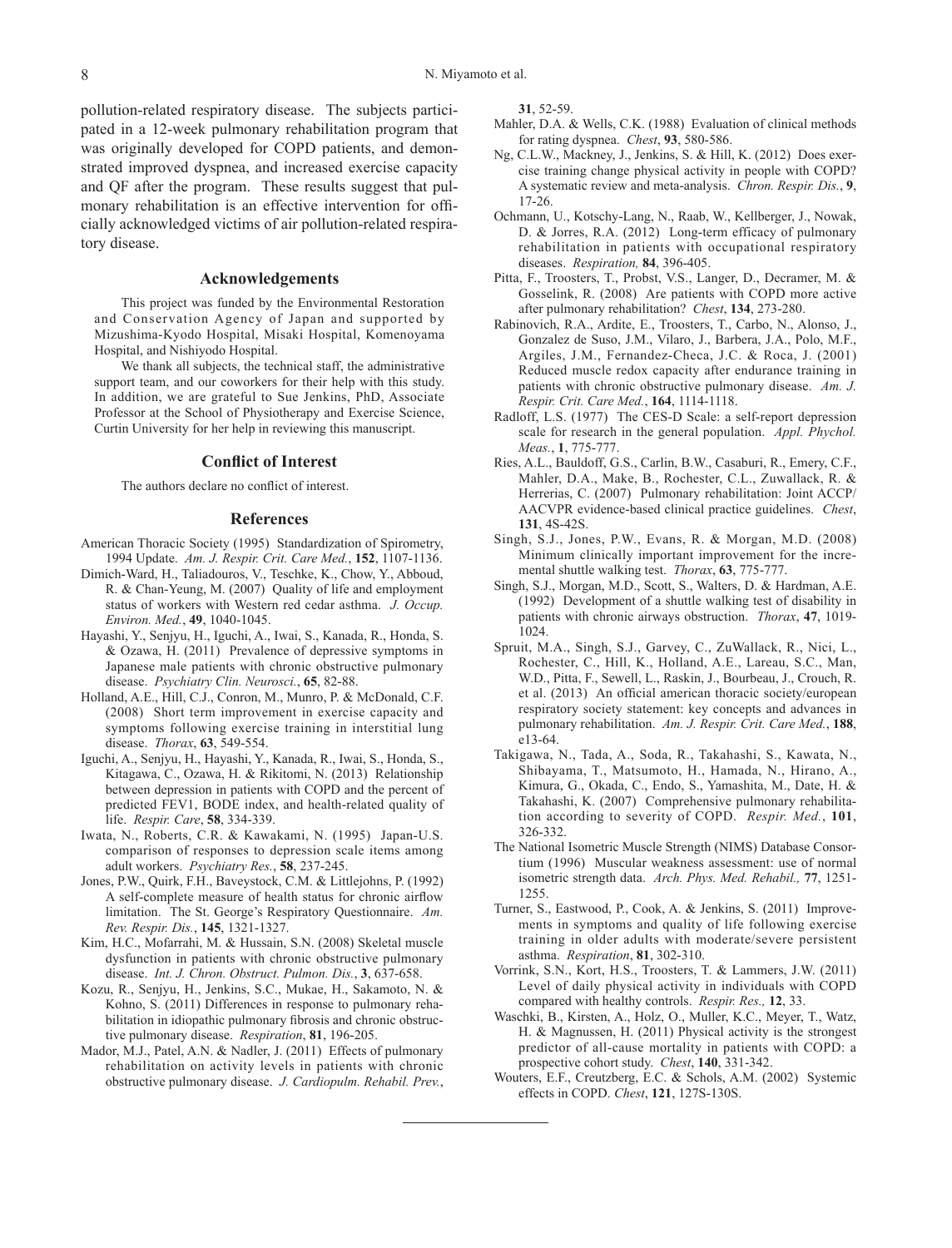pollution-related respiratory disease. The subjects participated in a 12-week pulmonary rehabilitation program that was originally developed for COPD patients, and demonstrated improved dyspnea, and increased exercise capacity and QF after the program. These results suggest that pulmonary rehabilitation is an effective intervention for officially acknowledged victims of air pollution-related respiratory disease.

## Acknowledgements

This project was funded by the Environmental Restoration and Conservation Agency of Japan and supported by Mizushima-Kyodo Hospital, Misaki Hospital, Komenoyama Hospital, and Nishiyodo Hospital.

We thank all subjects, the technical staff, the administrative support team, and our coworkers for their help with this study. In addition, we are grateful to Sue Jenkins, PhD, Associate Professor at the School of Physiotherapy and Exercise Science, Curtin University for her help in reviewing this manuscript.

## Conflict of Interest

The authors declare no conflict of interest.

## References

American Thoracic Society (1995) Standardization of Spirometry, 1994 Update. *Am. J. Respir. Crit. Care Med.*, **152**, 1107-1136.

Dimich-Ward, H., Taliadouros, V., Teschke, K., Chow, Y., Abboud, R. & Chan-Yeung, M. (2007) Quality of life and employment status of workers with Western red cedar asthma. *J. Occup. Environ. Med.*, **49**, 1040-1045.

Hayashi, Y., Senjyu, H., Iguchi, A., Iwai, S., Kanada, R., Honda, S. & Ozawa, H. (2011) Prevalence of depressive symptoms in Japanese male patients with chronic obstructive pulmonary disease. *Psychiatry Clin. Neurosci.*, **65**, 82-88.

Holland, A.E., Hill, C.J., Conron, M., Munro, P. & McDonald, C.F. (2008) Short term improvement in exercise capacity and symptoms following exercise training in interstitial lung disease. *Thorax*, **63**, 549-554.

Iguchi, A., Senjyu, H., Hayashi, Y., Kanada, R., Iwai, S., Honda, S., Kitagawa, C., Ozawa, H. & Rikitomi, N. (2013) Relationship between depression in patients with COPD and the percent of predicted FEV1, BODE index, and health-related quality of life. *Respir. Care*, **58**, 334-339.

Iwata, N., Roberts, C.R. & Kawakami, N. (1995) Japan-U.S. comparison of responses to depression scale items among adult workers. *Psychiatry Res.*, **58**, 237-245.

Jones, P.W., Quirk, F.H., Baveystock, C.M. & Littlejohns, P. (1992) A self-complete measure of health status for chronic airflow limitation. The St. George's Respiratory Questionnaire. *Am. Rev. Respir. Dis.*, **145**, 1321-1327.

Kim, H.C., Mofarrahi, M. & Hussain, S.N. (2008) Skeletal muscle dysfunction in patients with chronic obstructive pulmonary disease. *Int. J. Chron. Obstruct. Pulmon. Dis.*, **3**, 637-658.

Kozu, R., Senjyu, H., Jenkins, S.C., Mukae, H., Sakamoto, N. & Kohno, S. (2011) Differences in response to pulmonary rehabilitation in idiopathic pulmonary fibrosis and chronic obstructive pulmonary disease. *Respiration*, **81**, 196-205.

Mador, M.J., Patel, A.N. & Nadler, J. (2011) Effects of pulmonary rehabilitation on activity levels in patients with chronic obstructive pulmonary disease. *J. Cardiopulm. Rehabil. Prev.*, **31**, 52-59.

Mahler, D.A. & Wells, C.K. (1988) Evaluation of clinical methods for rating dyspnea. *Chest*, **93**, 580-586.

Ng, C.L.W., Mackney, J., Jenkins, S. & Hill, K. (2012) Does exercise training change physical activity in people with COPD? A systematic review and meta-analysis. *Chron. Respir. Dis.*, **9**, 17-26.

Ochmann, U., Kotschy-Lang, N., Raab, W., Kellberger, J., Nowak, D. & Jorres, R.A. (2012) Long-term efficacy of pulmonary rehabilitation in patients with occupational respiratory diseases. *Respiration,* **84**, 396-405.

Pitta, F., Troosters, T., Probst, V.S., Langer, D., Decramer, M. & Gosselink, R. (2008) Are patients with COPD more active after pulmonary rehabilitation? *Chest*, **134**, 273-280.

Rabinovich, R.A., Ardite, E., Troosters, T., Carbo, N., Alonso, J., Gonzalez de Suso, J.M., Vilaro, J., Barbera, J.A., Polo, M.F., Argiles, J.M., Fernandez-Checa, J.C. & Roca, J. (2001) Reduced muscle redox capacity after endurance training in patients with chronic obstructive pulmonary disease. *Am. J. Respir. Crit. Care Med.*, **164**, 1114-1118.

Radloff, L.S. (1977) The CES-D Scale: a self-report depression scale for research in the general population. *Appl. Phychol. Meas.*, **1**, 775-777.

Ries, A.L., Bauldoff, G.S., Carlin, B.W., Casaburi, R., Emery, C.F., Mahler, D.A., Make, B., Rochester, C.L., Zuwallack, R. & Herrerias, C. (2007) Pulmonary rehabilitation: Joint ACCP/AACVPR evidence-based clinical practice guidelines. *Chest*, **131**, 4S-42S.

Singh, S.J., Jones, P.W., Evans, R. & Morgan, M.D. (2008) Minimum clinically important improvement for the incremental shuttle walking test. *Thorax*, **63**, 775-777.

Singh, S.J., Morgan, M.D., Scott, S., Walters, D. & Hardman, A.E. (1992) Development of a shuttle walking test of disability in patients with chronic airways obstruction. *Thorax*, **47**, 1019-1024.

Spruit, M.A., Singh, S.J., Garvey, C., ZuWallack, R., Nici, L., Rochester, C., Hill, K., Holland, A.E., Lareau, S.C., Man, W.D., Pitta, F., Sewell, L., Raskin, J., Bourbeau, J., Crouch, R. et al. (2013) An official american thoracic society/european respiratory society statement: key concepts and advances in pulmonary rehabilitation. *Am. J. Respir. Crit. Care Med.*, **188**, e13-64.

Takigawa, N., Tada, A., Soda, R., Takahashi, S., Kawata, N., Shibayama, T., Matsumoto, H., Hamada, N., Hirano, A., Kimura, G., Okada, C., Endo, S., Yamashita, M., Date, H. & Takahashi, K. (2007) Comprehensive pulmonary rehabilitation according to severity of COPD. *Respir. Med.*, **101**, 326-332.

The National Isometric Muscle Strength (NIMS) Database Consortium (1996) Muscular weakness assessment: use of normal isometric strength data. *Arch. Phys. Med. Rehabil.,* **77**, 1251-1255.

Turner, S., Eastwood, P., Cook, A. & Jenkins, S. (2011) Improvements in symptoms and quality of life following exercise training in older adults with moderate/severe persistent asthma. *Respiration*, **81**, 302-310.

Vorrink, S.N., Kort, H.S., Troosters, T. & Lammers, J.W. (2011) Level of daily physical activity in individuals with COPD compared with healthy controls. *Respir. Res.,* **12**, 33.

Waschki, B., Kirsten, A., Holz, O., Muller, K.C., Meyer, T., Watz, H. & Magnussen, H. (2011) Physical activity is the strongest predictor of all-cause mortality in patients with COPD: a prospective cohort study. *Chest*, **140**, 331-342.

Wouters, E.F., Creutzberg, E.C. & Schols, A.M. (2002) Systemic effects in COPD. *Chest*, **121**, 127S-130S.